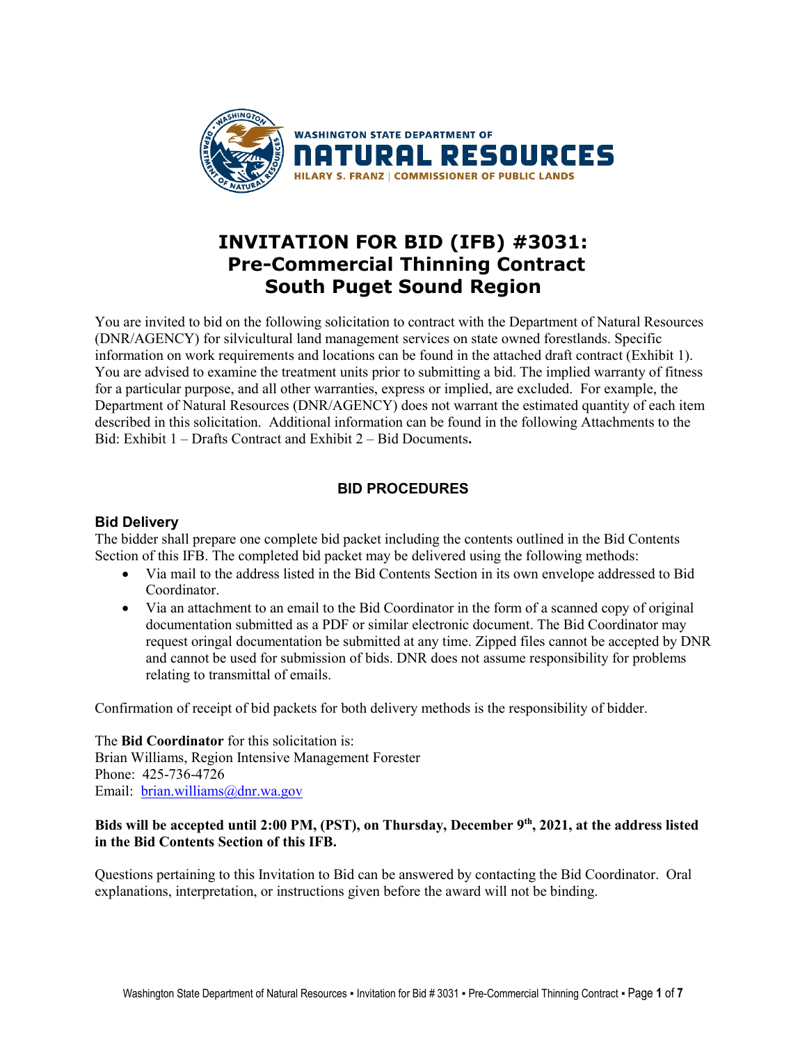WASHINGTON STATE DEPARTMENT OF
NATURAL RESOURCES
HILARY S. FRANZ | COMMISSIONER OF PUBLIC LANDS

# INVITATION FOR BID (IFB) #3031: Pre-Commercial Thinning Contract South Puget Sound Region

You are invited to bid on the following solicitation to contract with the Department of Natural Resources (DNR/AGENCY) for silvicultural land management services on state owned forestlands. Specific information on work requirements and locations can be found in the attached draft contract (Exhibit 1). You are advised to examine the treatment units prior to submitting a bid. The implied warranty of fitness for a particular purpose, and all other warranties, express or implied, are excluded. For example, the Department of Natural Resources (DNR/AGENCY) does not warrant the estimated quantity of each item described in this solicitation. Additional information can be found in the following Attachments to the Bid: Exhibit 1 – Drafts Contract and Exhibit 2 – Bid Documents**.**

## BID PROCEDURES

### Bid Delivery

The bidder shall prepare one complete bid packet including the contents outlined in the Bid Contents Section of this IFB. The completed bid packet may be delivered using the following methods:

- Via mail to the address listed in the Bid Contents Section in its own envelope addressed to Bid Coordinator.
- Via an attachment to an email to the Bid Coordinator in the form of a scanned copy of original documentation submitted as a PDF or similar electronic document. The Bid Coordinator may request oringal documentation be submitted at any time. Zipped files cannot be accepted by DNR and cannot be used for submission of bids. DNR does not assume responsibility for problems relating to transmittal of emails.

Confirmation of receipt of bid packets for both delivery methods is the responsibility of bidder.

The **Bid Coordinator** for this solicitation is:
Brian Williams, Region Intensive Management Forester
Phone: 425-736-4726
Email: brian.williams@dnr.wa.gov

**Bids will be accepted until 2:00 PM, (PST), on Thursday, December 9th, 2021, at the address listed in the Bid Contents Section of this IFB.**

Questions pertaining to this Invitation to Bid can be answered by contacting the Bid Coordinator. Oral explanations, interpretation, or instructions given before the award will not be binding.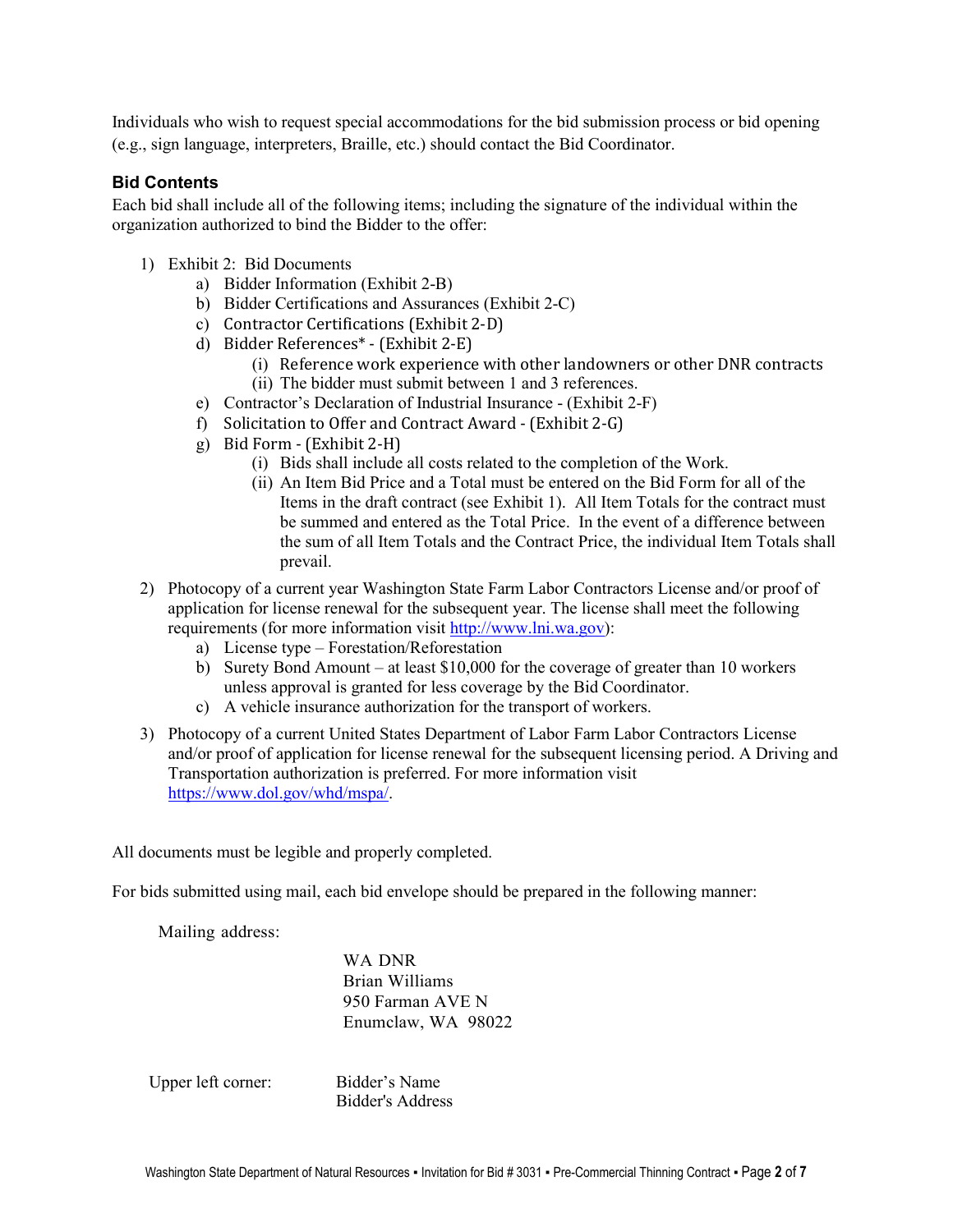Individuals who wish to request special accommodations for the bid submission process or bid opening (e.g., sign language, interpreters, Braille, etc.) should contact the Bid Coordinator.

### Bid Contents

Each bid shall include all of the following items; including the signature of the individual within the organization authorized to bind the Bidder to the offer:

1) Exhibit 2: Bid Documents
   a) Bidder Information (Exhibit 2-B)
   b) Bidder Certifications and Assurances (Exhibit 2-C)
   c) Contractor Certifications (Exhibit 2-D)
   d) Bidder References* - (Exhibit 2-E)
      (i) Reference work experience with other landowners or other DNR contracts
      (ii) The bidder must submit between 1 and 3 references.
   e) Contractor's Declaration of Industrial Insurance - (Exhibit 2-F)
   f) Solicitation to Offer and Contract Award - (Exhibit 2-G)
   g) Bid Form - (Exhibit 2-H)
      (i) Bids shall include all costs related to the completion of the Work.
      (ii) An Item Bid Price and a Total must be entered on the Bid Form for all of the Items in the draft contract (see Exhibit 1). All Item Totals for the contract must be summed and entered as the Total Price. In the event of a difference between the sum of all Item Totals and the Contract Price, the individual Item Totals shall prevail.
2) Photocopy of a current year Washington State Farm Labor Contractors License and/or proof of application for license renewal for the subsequent year. The license shall meet the following requirements (for more information visit http://www.lni.wa.gov):
   a) License type – Forestation/Reforestation
   b) Surety Bond Amount – at least $10,000 for the coverage of greater than 10 workers unless approval is granted for less coverage by the Bid Coordinator.
   c) A vehicle insurance authorization for the transport of workers.
3) Photocopy of a current United States Department of Labor Farm Labor Contractors License and/or proof of application for license renewal for the subsequent licensing period. A Driving and Transportation authorization is preferred. For more information visit https://www.dol.gov/whd/mspa/.

All documents must be legible and properly completed.

For bids submitted using mail, each bid envelope should be prepared in the following manner:

Mailing address:

WA DNR
Brian Williams
950 Farman AVE N
Enumclaw, WA 98022

Upper left corner: Bidder's Name
Bidder's Address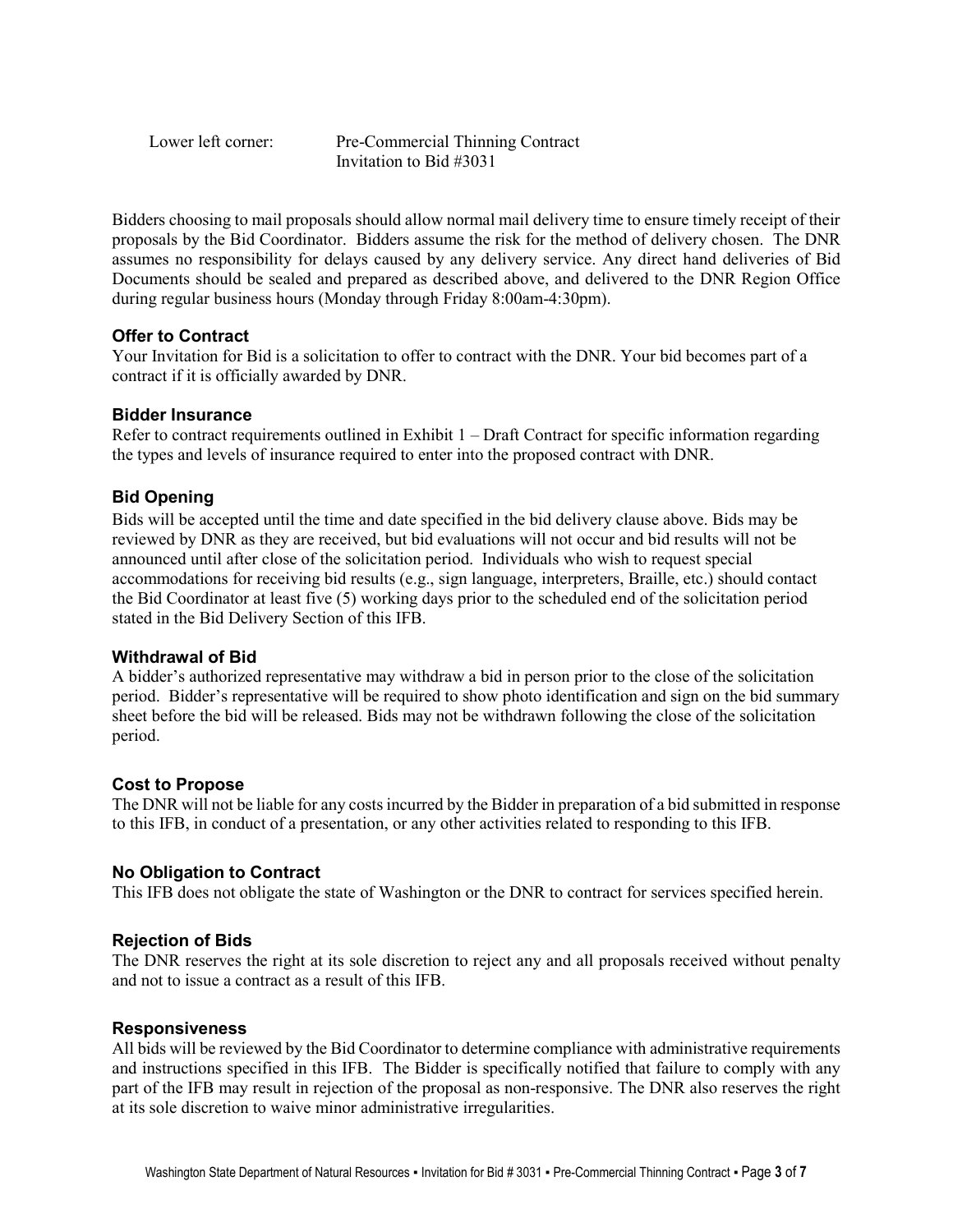Lower left corner: Pre-Commercial Thinning Contract
Invitation to Bid #3031

Bidders choosing to mail proposals should allow normal mail delivery time to ensure timely receipt of their proposals by the Bid Coordinator. Bidders assume the risk for the method of delivery chosen. The DNR assumes no responsibility for delays caused by any delivery service. Any direct hand deliveries of Bid Documents should be sealed and prepared as described above, and delivered to the DNR Region Office during regular business hours (Monday through Friday 8:00am-4:30pm).

### Offer to Contract

Your Invitation for Bid is a solicitation to offer to contract with the DNR. Your bid becomes part of a contract if it is officially awarded by DNR.

### Bidder Insurance

Refer to contract requirements outlined in Exhibit 1 – Draft Contract for specific information regarding the types and levels of insurance required to enter into the proposed contract with DNR.

### Bid Opening

Bids will be accepted until the time and date specified in the bid delivery clause above. Bids may be reviewed by DNR as they are received, but bid evaluations will not occur and bid results will not be announced until after close of the solicitation period. Individuals who wish to request special accommodations for receiving bid results (e.g., sign language, interpreters, Braille, etc.) should contact the Bid Coordinator at least five (5) working days prior to the scheduled end of the solicitation period stated in the Bid Delivery Section of this IFB.

### Withdrawal of Bid

A bidder's authorized representative may withdraw a bid in person prior to the close of the solicitation period. Bidder's representative will be required to show photo identification and sign on the bid summary sheet before the bid will be released. Bids may not be withdrawn following the close of the solicitation period.

### Cost to Propose

The DNR will not be liable for any costs incurred by the Bidder in preparation of a bid submitted in response to this IFB, in conduct of a presentation, or any other activities related to responding to this IFB.

### No Obligation to Contract

This IFB does not obligate the state of Washington or the DNR to contract for services specified herein.

### Rejection of Bids

The DNR reserves the right at its sole discretion to reject any and all proposals received without penalty and not to issue a contract as a result of this IFB.

### Responsiveness

All bids will be reviewed by the Bid Coordinator to determine compliance with administrative requirements and instructions specified in this IFB. The Bidder is specifically notified that failure to comply with any part of the IFB may result in rejection of the proposal as non-responsive. The DNR also reserves the right at its sole discretion to waive minor administrative irregularities.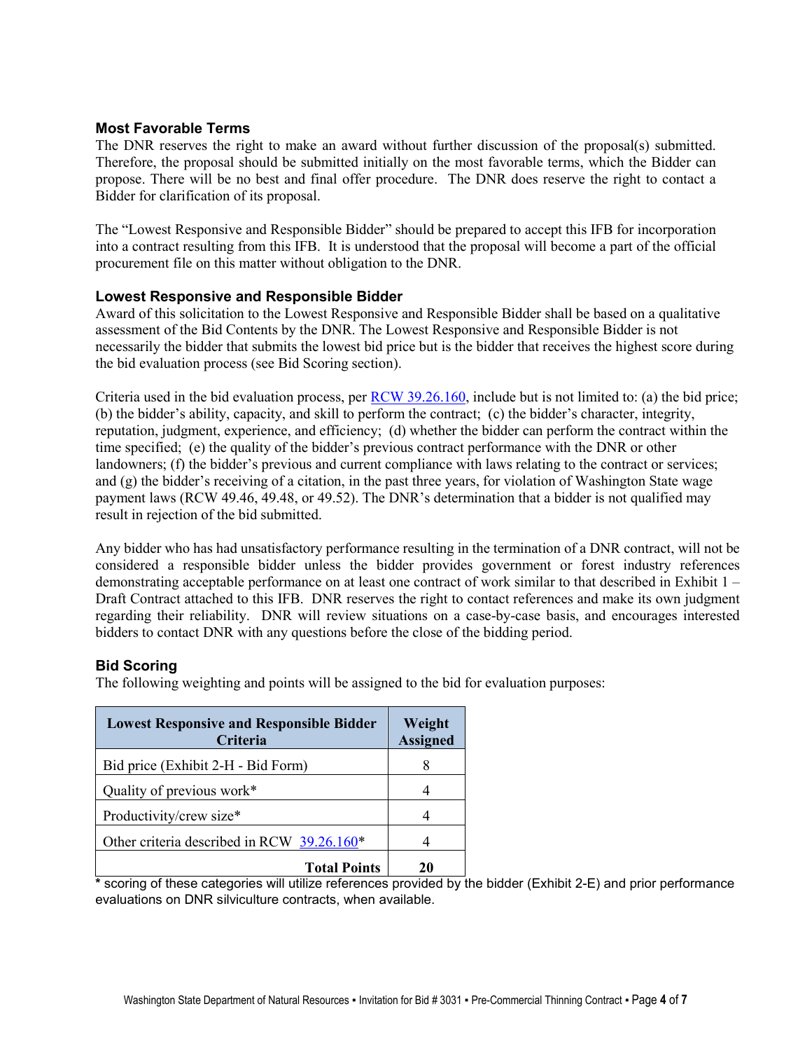### Most Favorable Terms

The DNR reserves the right to make an award without further discussion of the proposal(s) submitted. Therefore, the proposal should be submitted initially on the most favorable terms, which the Bidder can propose. There will be no best and final offer procedure. The DNR does reserve the right to contact a Bidder for clarification of its proposal.

The "Lowest Responsive and Responsible Bidder" should be prepared to accept this IFB for incorporation into a contract resulting from this IFB. It is understood that the proposal will become a part of the official procurement file on this matter without obligation to the DNR.

### Lowest Responsive and Responsible Bidder

Award of this solicitation to the Lowest Responsive and Responsible Bidder shall be based on a qualitative assessment of the Bid Contents by the DNR. The Lowest Responsive and Responsible Bidder is not necessarily the bidder that submits the lowest bid price but is the bidder that receives the highest score during the bid evaluation process (see Bid Scoring section).

Criteria used in the bid evaluation process, per RCW 39.26.160, include but is not limited to: (a) the bid price; (b) the bidder's ability, capacity, and skill to perform the contract; (c) the bidder's character, integrity, reputation, judgment, experience, and efficiency; (d) whether the bidder can perform the contract within the time specified; (e) the quality of the bidder's previous contract performance with the DNR or other landowners; (f) the bidder's previous and current compliance with laws relating to the contract or services; and (g) the bidder's receiving of a citation, in the past three years, for violation of Washington State wage payment laws (RCW 49.46, 49.48, or 49.52). The DNR's determination that a bidder is not qualified may result in rejection of the bid submitted.

Any bidder who has had unsatisfactory performance resulting in the termination of a DNR contract, will not be considered a responsible bidder unless the bidder provides government or forest industry references demonstrating acceptable performance on at least one contract of work similar to that described in Exhibit 1 – Draft Contract attached to this IFB. DNR reserves the right to contact references and make its own judgment regarding their reliability. DNR will review situations on a case-by-case basis, and encourages interested bidders to contact DNR with any questions before the close of the bidding period.

### Bid Scoring

The following weighting and points will be assigned to the bid for evaluation purposes:

| Lowest Responsive and Responsible Bidder Criteria | Weight Assigned |
|---|---|
| Bid price (Exhibit 2-H - Bid Form) | 8 |
| Quality of previous work* | 4 |
| Productivity/crew size* | 4 |
| Other criteria described in RCW 39.26.160* | 4 |
| **Total Points** | **20** |

* scoring of these categories will utilize references provided by the bidder (Exhibit 2-E) and prior performance evaluations on DNR silviculture contracts, when available.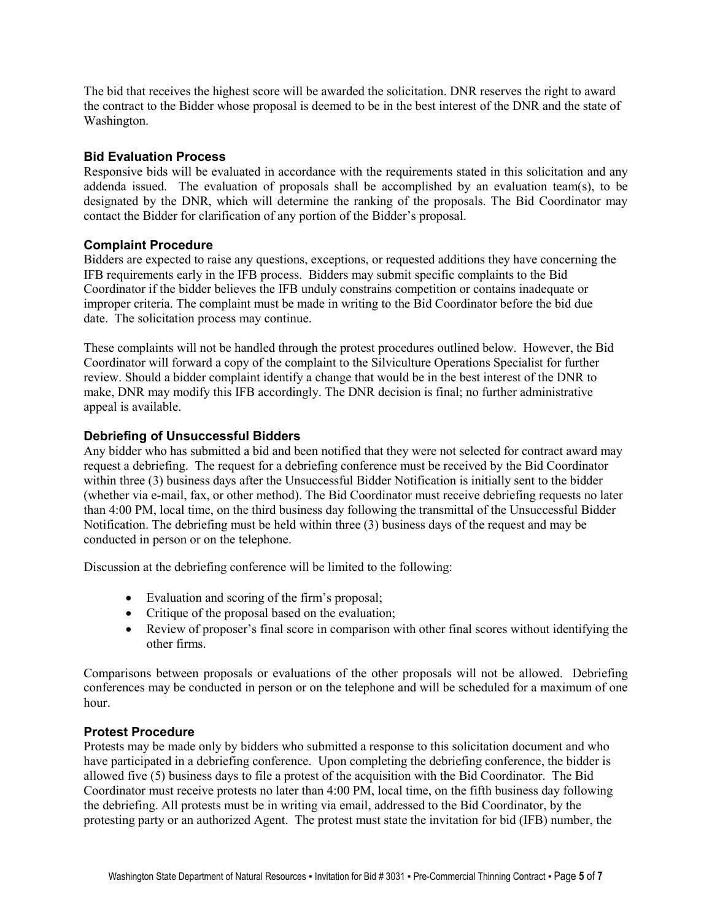The bid that receives the highest score will be awarded the solicitation. DNR reserves the right to award the contract to the Bidder whose proposal is deemed to be in the best interest of the DNR and the state of Washington.

### Bid Evaluation Process

Responsive bids will be evaluated in accordance with the requirements stated in this solicitation and any addenda issued. The evaluation of proposals shall be accomplished by an evaluation team(s), to be designated by the DNR, which will determine the ranking of the proposals. The Bid Coordinator may contact the Bidder for clarification of any portion of the Bidder's proposal.

### Complaint Procedure

Bidders are expected to raise any questions, exceptions, or requested additions they have concerning the IFB requirements early in the IFB process. Bidders may submit specific complaints to the Bid Coordinator if the bidder believes the IFB unduly constrains competition or contains inadequate or improper criteria. The complaint must be made in writing to the Bid Coordinator before the bid due date. The solicitation process may continue.

These complaints will not be handled through the protest procedures outlined below. However, the Bid Coordinator will forward a copy of the complaint to the Silviculture Operations Specialist for further review. Should a bidder complaint identify a change that would be in the best interest of the DNR to make, DNR may modify this IFB accordingly. The DNR decision is final; no further administrative appeal is available.

### Debriefing of Unsuccessful Bidders

Any bidder who has submitted a bid and been notified that they were not selected for contract award may request a debriefing. The request for a debriefing conference must be received by the Bid Coordinator within three (3) business days after the Unsuccessful Bidder Notification is initially sent to the bidder (whether via e-mail, fax, or other method). The Bid Coordinator must receive debriefing requests no later than 4:00 PM, local time, on the third business day following the transmittal of the Unsuccessful Bidder Notification. The debriefing must be held within three (3) business days of the request and may be conducted in person or on the telephone.

Discussion at the debriefing conference will be limited to the following:

- Evaluation and scoring of the firm's proposal;
- Critique of the proposal based on the evaluation;
- Review of proposer's final score in comparison with other final scores without identifying the other firms.

Comparisons between proposals or evaluations of the other proposals will not be allowed. Debriefing conferences may be conducted in person or on the telephone and will be scheduled for a maximum of one hour.

### Protest Procedure

Protests may be made only by bidders who submitted a response to this solicitation document and who have participated in a debriefing conference. Upon completing the debriefing conference, the bidder is allowed five (5) business days to file a protest of the acquisition with the Bid Coordinator. The Bid Coordinator must receive protests no later than 4:00 PM, local time, on the fifth business day following the debriefing. All protests must be in writing via email, addressed to the Bid Coordinator, by the protesting party or an authorized Agent. The protest must state the invitation for bid (IFB) number, the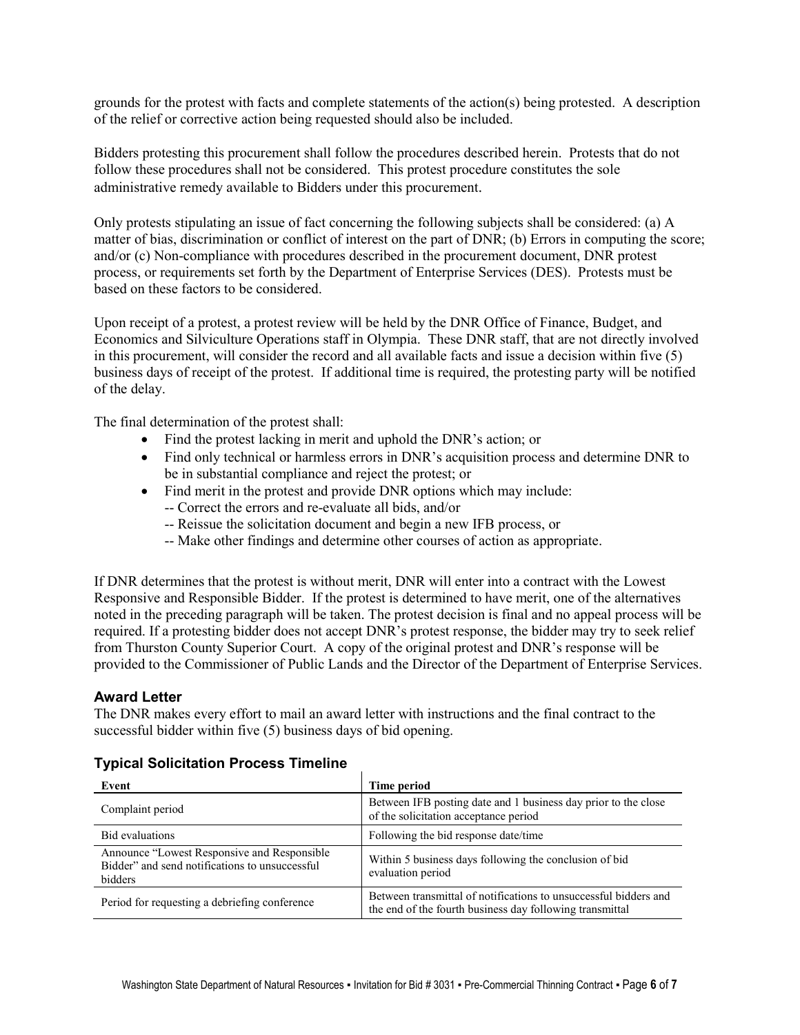grounds for the protest with facts and complete statements of the action(s) being protested. A description of the relief or corrective action being requested should also be included.

Bidders protesting this procurement shall follow the procedures described herein. Protests that do not follow these procedures shall not be considered. This protest procedure constitutes the sole administrative remedy available to Bidders under this procurement.

Only protests stipulating an issue of fact concerning the following subjects shall be considered: (a) A matter of bias, discrimination or conflict of interest on the part of DNR; (b) Errors in computing the score; and/or (c) Non-compliance with procedures described in the procurement document, DNR protest process, or requirements set forth by the Department of Enterprise Services (DES). Protests must be based on these factors to be considered.

Upon receipt of a protest, a protest review will be held by the DNR Office of Finance, Budget, and Economics and Silviculture Operations staff in Olympia. These DNR staff, that are not directly involved in this procurement, will consider the record and all available facts and issue a decision within five (5) business days of receipt of the protest. If additional time is required, the protesting party will be notified of the delay.

The final determination of the protest shall:

- Find the protest lacking in merit and uphold the DNR's action; or
- Find only technical or harmless errors in DNR's acquisition process and determine DNR to be in substantial compliance and reject the protest; or
- Find merit in the protest and provide DNR options which may include:
  - -- Correct the errors and re-evaluate all bids, and/or
  - -- Reissue the solicitation document and begin a new IFB process, or
  - -- Make other findings and determine other courses of action as appropriate.

If DNR determines that the protest is without merit, DNR will enter into a contract with the Lowest Responsive and Responsible Bidder. If the protest is determined to have merit, one of the alternatives noted in the preceding paragraph will be taken. The protest decision is final and no appeal process will be required. If a protesting bidder does not accept DNR's protest response, the bidder may try to seek relief from Thurston County Superior Court. A copy of the original protest and DNR's response will be provided to the Commissioner of Public Lands and the Director of the Department of Enterprise Services.

### Award Letter

The DNR makes every effort to mail an award letter with instructions and the final contract to the successful bidder within five (5) business days of bid opening.

### Typical Solicitation Process Timeline

| Event | Time period |
|---|---|
| Complaint period | Between IFB posting date and 1 business day prior to the close of the solicitation acceptance period |
| Bid evaluations | Following the bid response date/time |
| Announce "Lowest Responsive and Responsible Bidder" and send notifications to unsuccessful bidders | Within 5 business days following the conclusion of bid evaluation period |
| Period for requesting a debriefing conference | Between transmittal of notifications to unsuccessful bidders and the end of the fourth business day following transmittal |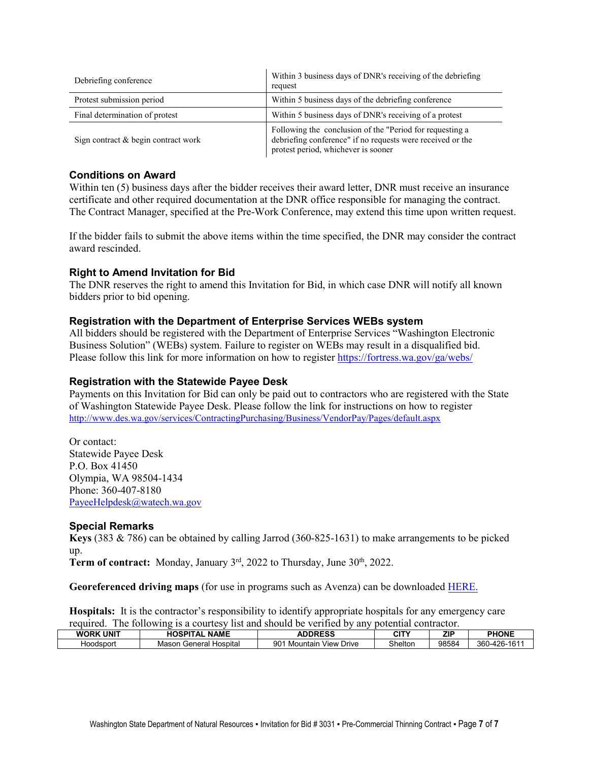| | |
|---|---|
| Debriefing conference | Within 3 business days of DNR's receiving of the debriefing request |
| Protest submission period | Within 5 business days of the debriefing conference |
| Final determination of protest | Within 5 business days of DNR's receiving of a protest |
| Sign contract & begin contract work | Following the conclusion of the "Period for requesting a debriefing conference" if no requests were received or the protest period, whichever is sooner |

### Conditions on Award

Within ten (5) business days after the bidder receives their award letter, DNR must receive an insurance certificate and other required documentation at the DNR office responsible for managing the contract. The Contract Manager, specified at the Pre-Work Conference, may extend this time upon written request.

If the bidder fails to submit the above items within the time specified, the DNR may consider the contract award rescinded.

### Right to Amend Invitation for Bid

The DNR reserves the right to amend this Invitation for Bid, in which case DNR will notify all known bidders prior to bid opening.

### Registration with the Department of Enterprise Services WEBs system

All bidders should be registered with the Department of Enterprise Services "Washington Electronic Business Solution" (WEBs) system. Failure to register on WEBs may result in a disqualified bid. Please follow this link for more information on how to register https://fortress.wa.gov/ga/webs/

### Registration with the Statewide Payee Desk

Payments on this Invitation for Bid can only be paid out to contractors who are registered with the State of Washington Statewide Payee Desk. Please follow the link for instructions on how to register http://www.des.wa.gov/services/ContractingPurchasing/Business/VendorPay/Pages/default.aspx

Or contact:
Statewide Payee Desk
P.O. Box 41450
Olympia, WA 98504-1434
Phone: 360-407-8180
PayeeHelpdesk@watech.wa.gov

### Special Remarks

**Keys** (383 & 786) can be obtained by calling Jarrod (360-825-1631) to make arrangements to be picked up.

**Term of contract:** Monday, January 3rd, 2022 to Thursday, June 30th, 2022.

**Georeferenced driving maps** (for use in programs such as Avenza) can be downloaded HERE.

**Hospitals:** It is the contractor's responsibility to identify appropriate hospitals for any emergency care required. The following is a courtesy list and should be verified by any potential contractor.

| WORK UNIT | HOSPITAL NAME | ADDRESS | CITY | ZIP | PHONE |
|---|---|---|---|---|---|
| Hoodsport | Mason General Hospital | 901 Mountain View Drive | Shelton | 98584 | 360-426-1611 |